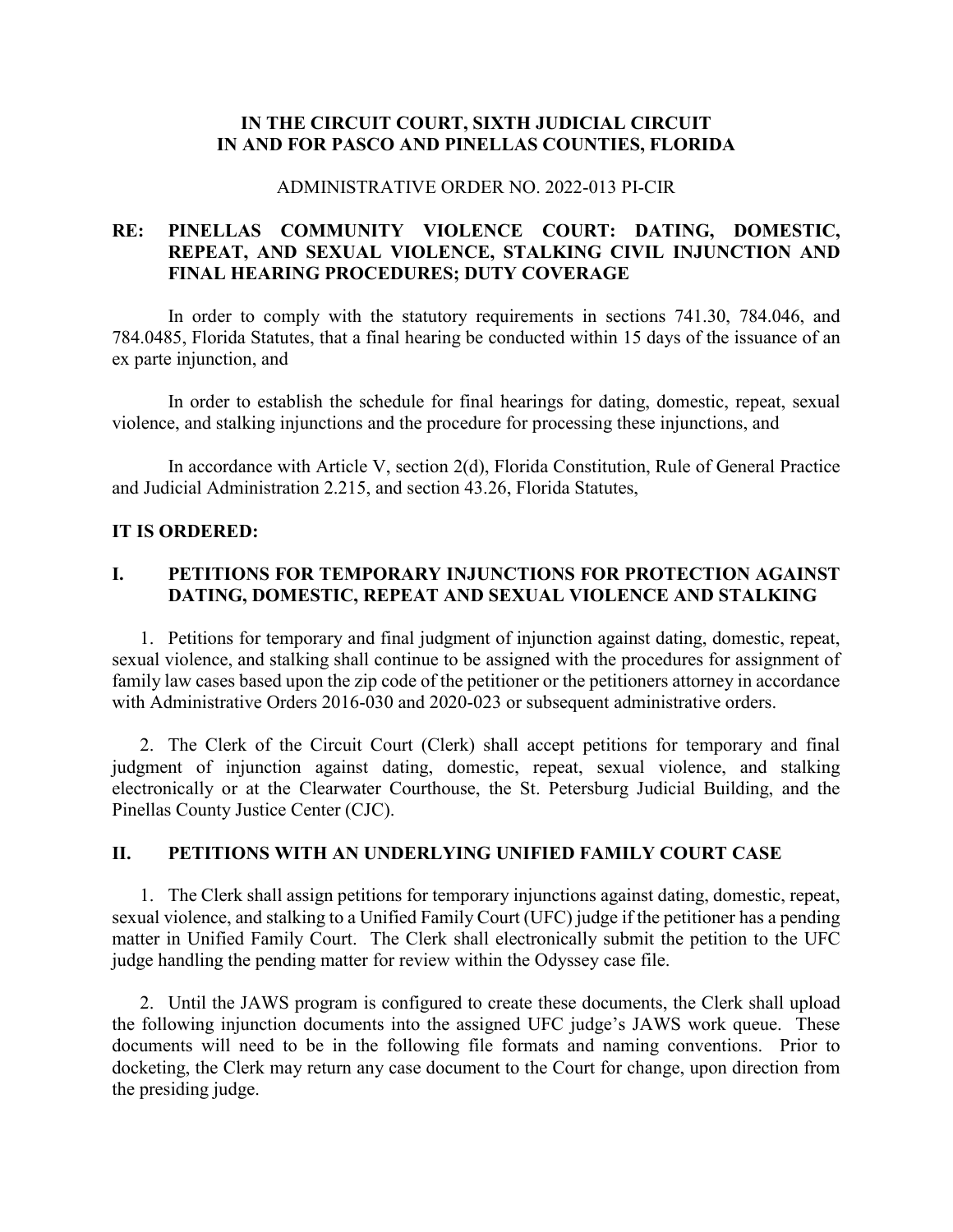**IN THE CIRCUIT COURT, SIXTH JUDICIAL CIRCUIT**
**IN AND FOR PASCO AND PINELLAS COUNTIES, FLORIDA**

ADMINISTRATIVE ORDER NO. 2022-013 PI-CIR

**RE: PINELLAS COMMUNITY VIOLENCE COURT: DATING, DOMESTIC, REPEAT, AND SEXUAL VIOLENCE, STALKING CIVIL INJUNCTION AND FINAL HEARING PROCEDURES; DUTY COVERAGE**

In order to comply with the statutory requirements in sections 741.30, 784.046, and 784.0485, Florida Statutes, that a final hearing be conducted within 15 days of the issuance of an ex parte injunction, and

In order to establish the schedule for final hearings for dating, domestic, repeat, sexual violence, and stalking injunctions and the procedure for processing these injunctions, and

In accordance with Article V, section 2(d), Florida Constitution, Rule of General Practice and Judicial Administration 2.215, and section 43.26, Florida Statutes,

**IT IS ORDERED:**

## I. PETITIONS FOR TEMPORARY INJUNCTIONS FOR PROTECTION AGAINST DATING, DOMESTIC, REPEAT AND SEXUAL VIOLENCE AND STALKING

1. Petitions for temporary and final judgment of injunction against dating, domestic, repeat, sexual violence, and stalking shall continue to be assigned with the procedures for assignment of family law cases based upon the zip code of the petitioner or the petitioners attorney in accordance with Administrative Orders 2016-030 and 2020-023 or subsequent administrative orders.

2. The Clerk of the Circuit Court (Clerk) shall accept petitions for temporary and final judgment of injunction against dating, domestic, repeat, sexual violence, and stalking electronically or at the Clearwater Courthouse, the St. Petersburg Judicial Building, and the Pinellas County Justice Center (CJC).

## II. PETITIONS WITH AN UNDERLYING UNIFIED FAMILY COURT CASE

1. The Clerk shall assign petitions for temporary injunctions against dating, domestic, repeat, sexual violence, and stalking to a Unified Family Court (UFC) judge if the petitioner has a pending matter in Unified Family Court. The Clerk shall electronically submit the petition to the UFC judge handling the pending matter for review within the Odyssey case file.

2. Until the JAWS program is configured to create these documents, the Clerk shall upload the following injunction documents into the assigned UFC judge's JAWS work queue. These documents will need to be in the following file formats and naming conventions. Prior to docketing, the Clerk may return any case document to the Court for change, upon direction from the presiding judge.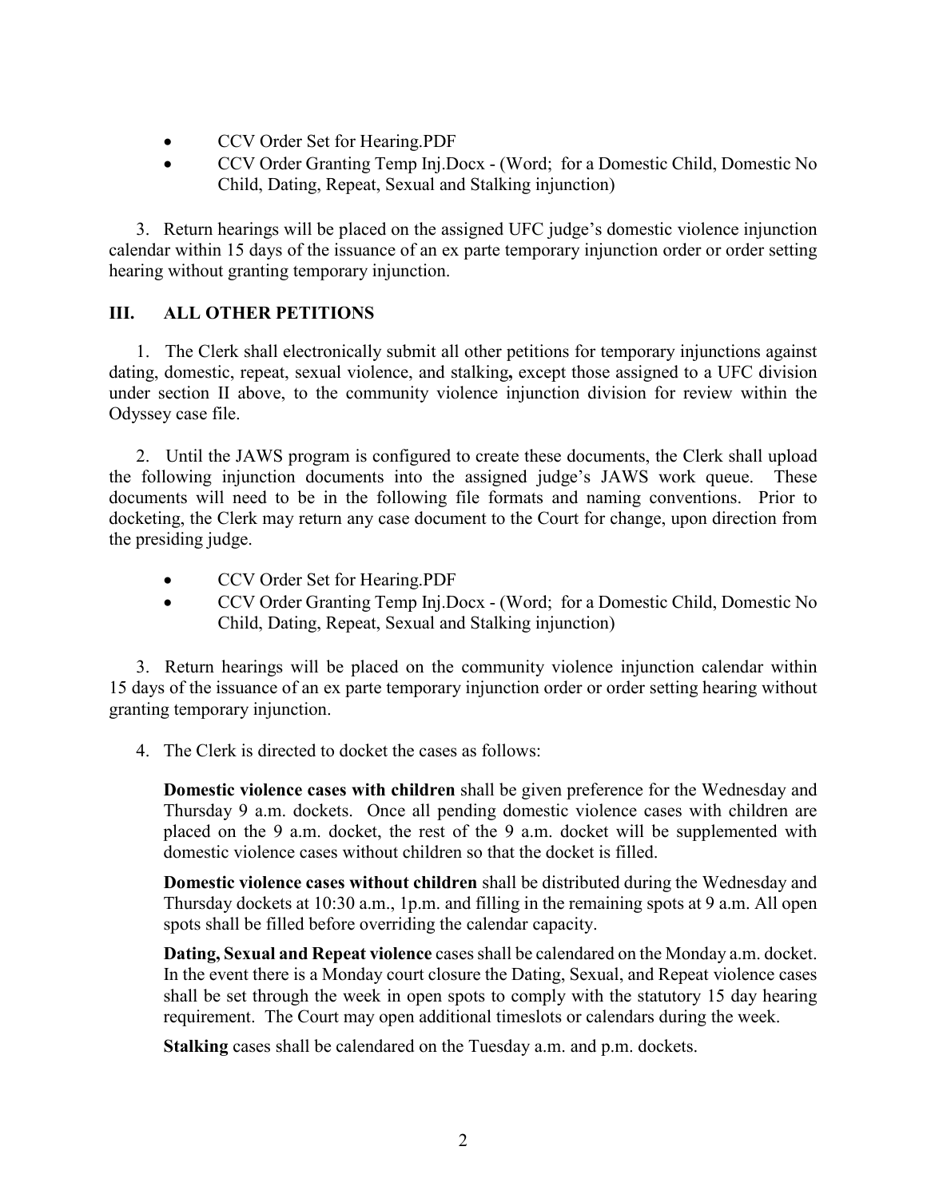- CCV Order Set for Hearing.PDF
- CCV Order Granting Temp Inj.Docx - (Word; for a Domestic Child, Domestic No Child, Dating, Repeat, Sexual and Stalking injunction)

3. Return hearings will be placed on the assigned UFC judge's domestic violence injunction calendar within 15 days of the issuance of an ex parte temporary injunction order or order setting hearing without granting temporary injunction.

## III. ALL OTHER PETITIONS

1. The Clerk shall electronically submit all other petitions for temporary injunctions against dating, domestic, repeat, sexual violence, and stalking**,** except those assigned to a UFC division under section II above, to the community violence injunction division for review within the Odyssey case file.

2. Until the JAWS program is configured to create these documents, the Clerk shall upload the following injunction documents into the assigned judge's JAWS work queue. These documents will need to be in the following file formats and naming conventions. Prior to docketing, the Clerk may return any case document to the Court for change, upon direction from the presiding judge.

- CCV Order Set for Hearing.PDF
- CCV Order Granting Temp Inj.Docx - (Word; for a Domestic Child, Domestic No Child, Dating, Repeat, Sexual and Stalking injunction)

3. Return hearings will be placed on the community violence injunction calendar within 15 days of the issuance of an ex parte temporary injunction order or order setting hearing without granting temporary injunction.

4. The Clerk is directed to docket the cases as follows:

**Domestic violence cases with children** shall be given preference for the Wednesday and Thursday 9 a.m. dockets. Once all pending domestic violence cases with children are placed on the 9 a.m. docket, the rest of the 9 a.m. docket will be supplemented with domestic violence cases without children so that the docket is filled.

**Domestic violence cases without children** shall be distributed during the Wednesday and Thursday dockets at 10:30 a.m., 1p.m. and filling in the remaining spots at 9 a.m. All open spots shall be filled before overriding the calendar capacity.

**Dating, Sexual and Repeat violence** cases shall be calendared on the Monday a.m. docket. In the event there is a Monday court closure the Dating, Sexual, and Repeat violence cases shall be set through the week in open spots to comply with the statutory 15 day hearing requirement. The Court may open additional timeslots or calendars during the week.

**Stalking** cases shall be calendared on the Tuesday a.m. and p.m. dockets.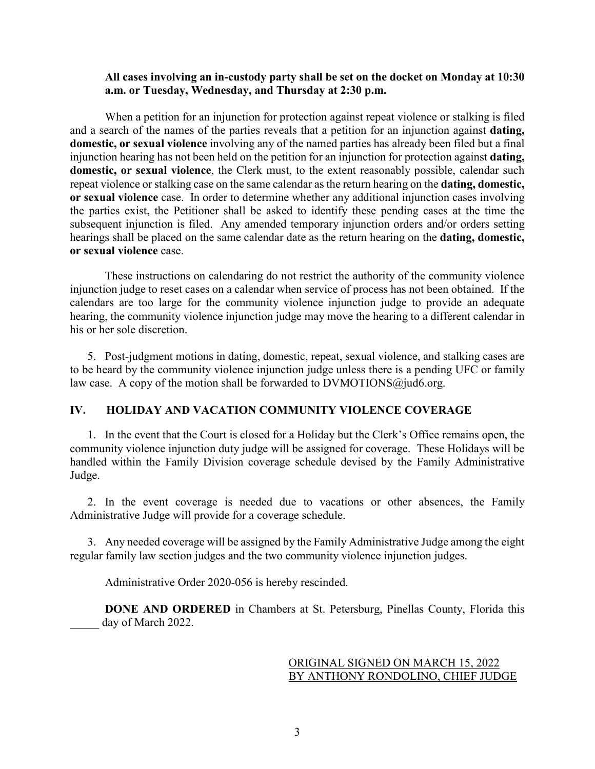**All cases involving an in-custody party shall be set on the docket on Monday at 10:30 a.m. or Tuesday, Wednesday, and Thursday at 2:30 p.m.**

When a petition for an injunction for protection against repeat violence or stalking is filed and a search of the names of the parties reveals that a petition for an injunction against **dating, domestic, or sexual violence** involving any of the named parties has already been filed but a final injunction hearing has not been held on the petition for an injunction for protection against **dating, domestic, or sexual violence**, the Clerk must, to the extent reasonably possible, calendar such repeat violence or stalking case on the same calendar as the return hearing on the **dating, domestic, or sexual violence** case. In order to determine whether any additional injunction cases involving the parties exist, the Petitioner shall be asked to identify these pending cases at the time the subsequent injunction is filed. Any amended temporary injunction orders and/or orders setting hearings shall be placed on the same calendar date as the return hearing on the **dating, domestic, or sexual violence** case.

These instructions on calendaring do not restrict the authority of the community violence injunction judge to reset cases on a calendar when service of process has not been obtained. If the calendars are too large for the community violence injunction judge to provide an adequate hearing, the community violence injunction judge may move the hearing to a different calendar in his or her sole discretion.

5. Post-judgment motions in dating, domestic, repeat, sexual violence, and stalking cases are to be heard by the community violence injunction judge unless there is a pending UFC or family law case. A copy of the motion shall be forwarded to DVMOTIONS@jud6.org.

## IV. HOLIDAY AND VACATION COMMUNITY VIOLENCE COVERAGE

1. In the event that the Court is closed for a Holiday but the Clerk's Office remains open, the community violence injunction duty judge will be assigned for coverage. These Holidays will be handled within the Family Division coverage schedule devised by the Family Administrative Judge.

2. In the event coverage is needed due to vacations or other absences, the Family Administrative Judge will provide for a coverage schedule.

3. Any needed coverage will be assigned by the Family Administrative Judge among the eight regular family law section judges and the two community violence injunction judges.

Administrative Order 2020-056 is hereby rescinded.

**DONE AND ORDERED** in Chambers at St. Petersburg, Pinellas County, Florida this _____ day of March 2022.

ORIGINAL SIGNED ON MARCH 15, 2022
BY ANTHONY RONDOLINO, CHIEF JUDGE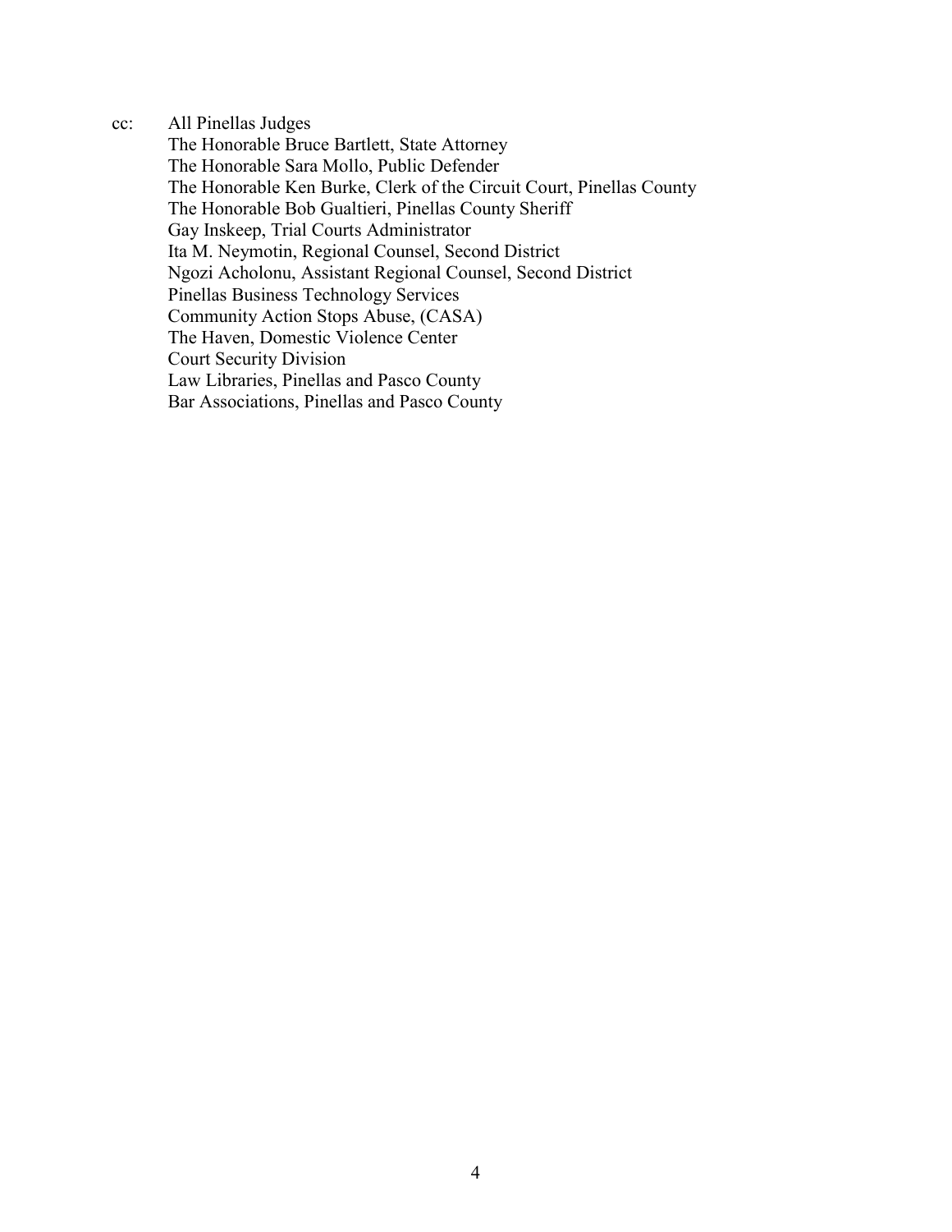cc: All Pinellas Judges
The Honorable Bruce Bartlett, State Attorney
The Honorable Sara Mollo, Public Defender
The Honorable Ken Burke, Clerk of the Circuit Court, Pinellas County
The Honorable Bob Gualtieri, Pinellas County Sheriff
Gay Inskeep, Trial Courts Administrator
Ita M. Neymotin, Regional Counsel, Second District
Ngozi Acholonu, Assistant Regional Counsel, Second District
Pinellas Business Technology Services
Community Action Stops Abuse, (CASA)
The Haven, Domestic Violence Center
Court Security Division
Law Libraries, Pinellas and Pasco County
Bar Associations, Pinellas and Pasco County